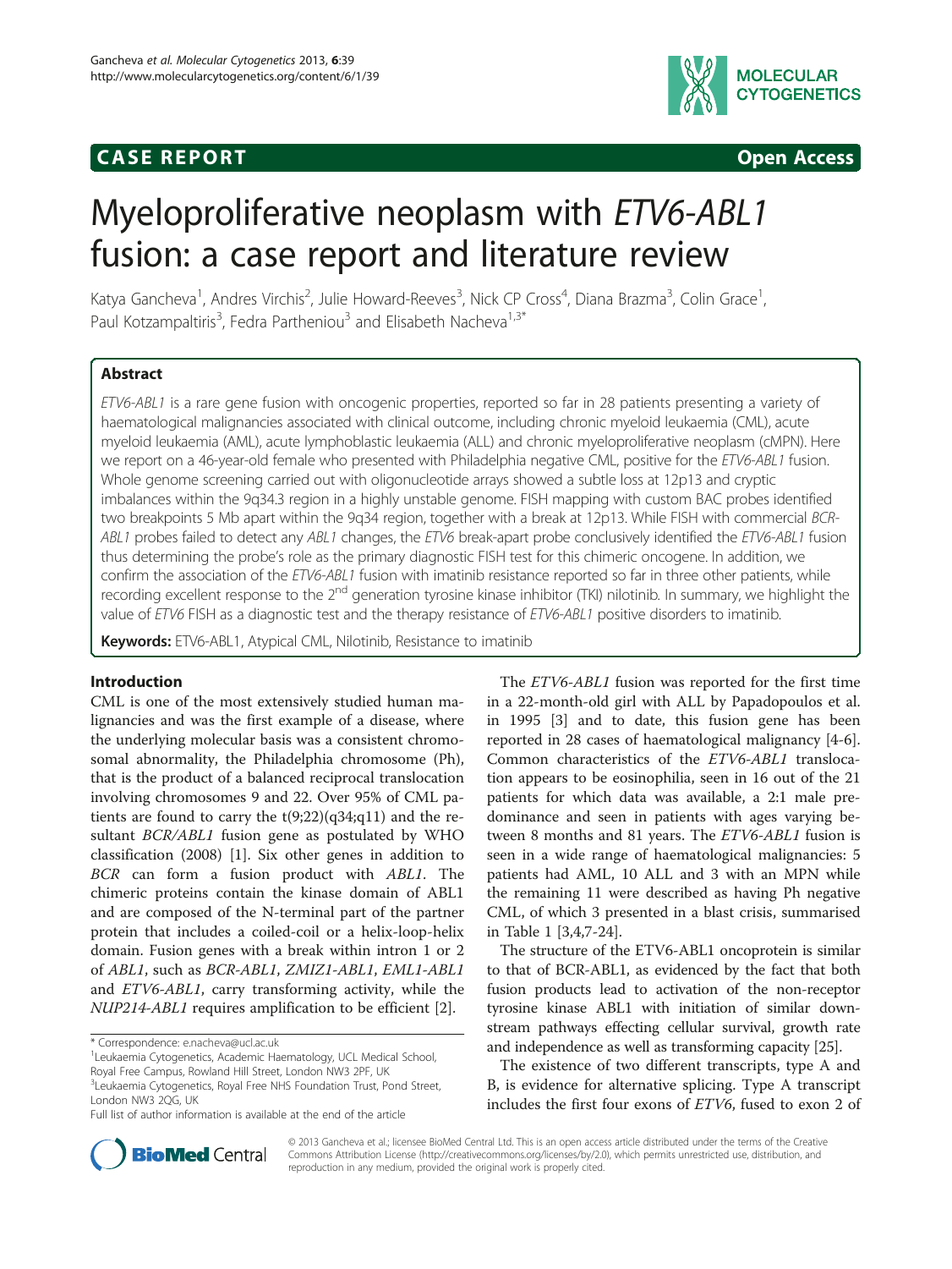CASE REPORT Open Access

# Myeloproliferative neoplasm with *ETV6-ABL1* fusion: a case report and literature review

Katya Gancheva[1], Andres Virchis[2], Julie Howard-Reeves[3], Nick CP Cross[4], Diana Brazma[3], Colin Grace[1], Paul Kotzampaltiris[3], Fedra Partheniou[3] and Elisabeth Nacheva[1,3*]

## Abstract

*ETV6-ABL1* is a rare gene fusion with oncogenic properties, reported so far in 28 patients presenting a variety of haematological malignancies associated with clinical outcome, including chronic myeloid leukaemia (CML), acute myeloid leukaemia (AML), acute lymphoblastic leukaemia (ALL) and chronic myeloproliferative neoplasm (cMPN). Here we report on a 46-year-old female who presented with Philadelphia negative CML, positive for the *ETV6-ABL1* fusion. Whole genome screening carried out with oligonucleotide arrays showed a subtle loss at 12p13 and cryptic imbalances within the 9q34.3 region in a highly unstable genome. FISH mapping with custom BAC probes identified two breakpoints 5 Mb apart within the 9q34 region, together with a break at 12p13. While FISH with commercial *BCR-ABL1* probes failed to detect any *ABL1* changes, the *ETV6* break-apart probe conclusively identified the *ETV6-ABL1* fusion thus determining the probe's role as the primary diagnostic FISH test for this chimeric oncogene. In addition, we confirm the association of the *ETV6-ABL1* fusion with imatinib resistance reported so far in three other patients, while recording excellent response to the 2[nd] generation tyrosine kinase inhibitor (TKI) nilotinib. In summary, we highlight the value of *ETV6* FISH as a diagnostic test and the therapy resistance of *ETV6-ABL1* positive disorders to imatinib.

**Keywords:** ETV6-ABL1, Atypical CML, Nilotinib, Resistance to imatinib

## Introduction

CML is one of the most extensively studied human malignancies and was the first example of a disease, where the underlying molecular basis was a consistent chromosomal abnormality, the Philadelphia chromosome (Ph), that is the product of a balanced reciprocal translocation involving chromosomes 9 and 22. Over 95% of CML patients are found to carry the t(9;22)(q34;q11) and the resultant *BCR/ABL1* fusion gene as postulated by WHO classification (2008) [1]. Six other genes in addition to *BCR* can form a fusion product with *ABL1*. The chimeric proteins contain the kinase domain of ABL1 and are composed of the N-terminal part of the partner protein that includes a coiled-coil or a helix-loop-helix domain. Fusion genes with a break within intron 1 or 2 of *ABL1*, such as *BCR-ABL1*, *ZMIZ1-ABL1*, *EML1-ABL1* and *ETV6-ABL1*, carry transforming activity, while the *NUP214-ABL1* requires amplification to be efficient [2].

The *ETV6-ABL1* fusion was reported for the first time in a 22-month-old girl with ALL by Papadopoulos et al. in 1995 [3] and to date, this fusion gene has been reported in 28 cases of haematological malignancy [4-6]. Common characteristics of the *ETV6-ABL1* translocation appears to be eosinophilia, seen in 16 out of the 21 patients for which data was available, a 2:1 male predominance and seen in patients with ages varying between 8 months and 81 years. The *ETV6-ABL1* fusion is seen in a wide range of haematological malignancies: 5 patients had AML, 10 ALL and 3 with an MPN while the remaining 11 were described as having Ph negative CML, of which 3 presented in a blast crisis, summarised in Table 1 [3,4,7-24].

The structure of the ETV6-ABL1 oncoprotein is similar to that of BCR-ABL1, as evidenced by the fact that both fusion products lead to activation of the non-receptor tyrosine kinase ABL1 with initiation of similar downstream pathways effecting cellular survival, growth rate and independence as well as transforming capacity [25].

The existence of two different transcripts, type A and B, is evidence for alternative splicing. Type A transcript includes the first four exons of *ETV6*, fused to exon 2 of

\* Correspondence: e.nacheva@ucl.ac.uk
[1]Leukaemia Cytogenetics, Academic Haematology, UCL Medical School, Royal Free Campus, Rowland Hill Street, London NW3 2PF, UK
[3]Leukaemia Cytogenetics, Royal Free NHS Foundation Trust, Pond Street, London NW3 2QG, UK
Full list of author information is available at the end of the article

© 2013 Gancheva et al.; licensee BioMed Central Ltd. This is an open access article distributed under the terms of the Creative Commons Attribution License (http://creativecommons.org/licenses/by/2.0), which permits unrestricted use, distribution, and reproduction in any medium, provided the original work is properly cited.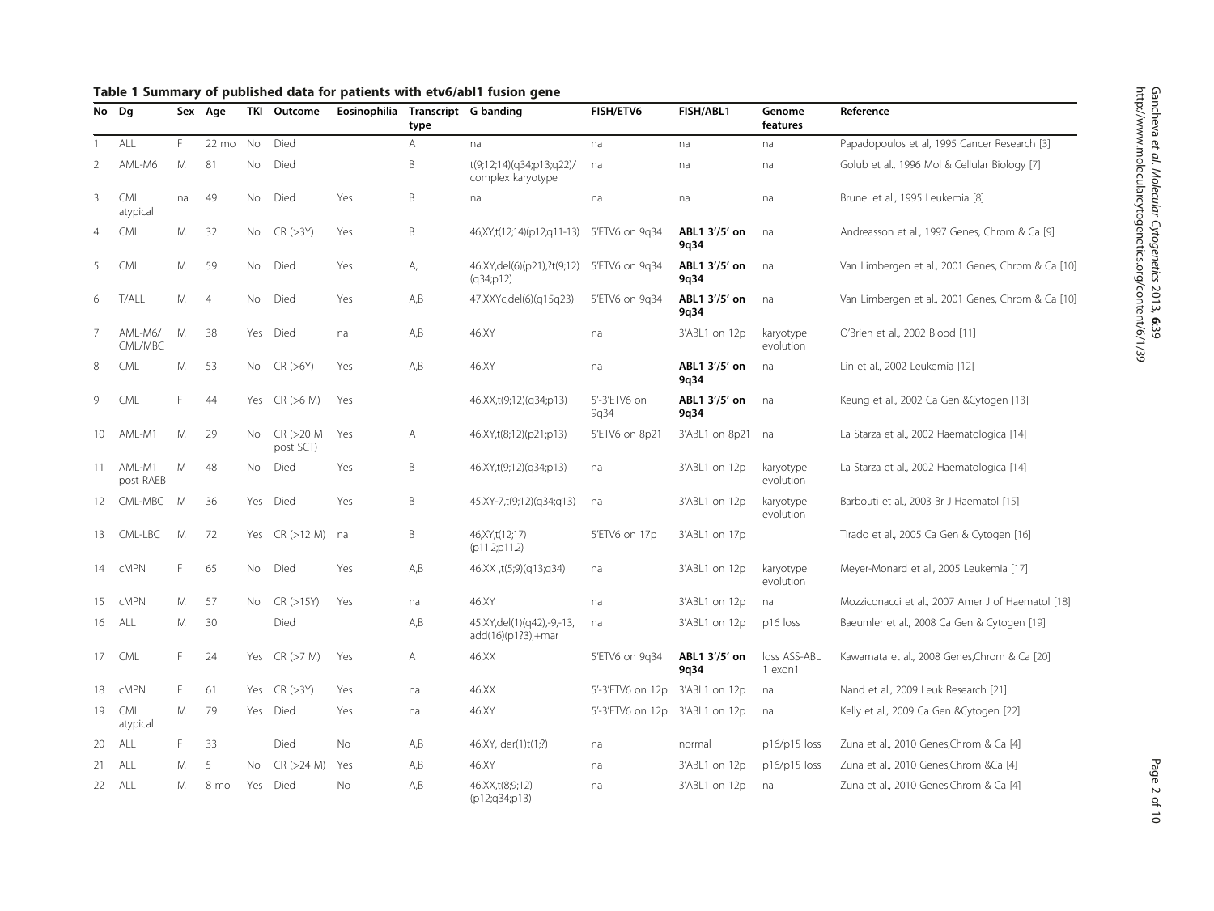**Table 1 Summary of published data for patients with etv6/abl1 fusion gene**

| No | Dg | Sex | Age | TKI | Outcome | Eosinophilia | Transcript type | G banding | FISH/ETV6 | FISH/ABL1 | Genome features | Reference |
|---|---|---|---|---|---|---|---|---|---|---|---|---|
| 1 | ALL | F | 22 mo | No | Died | | A | na | na | na | na | Papadopoulos et al, 1995 Cancer Research [3] |
| 2 | AML-M6 | M | 81 | No | Died | | B | t(9;12;14)(q34;p13;q22)/ complex karyotype | na | na | na | Golub et al., 1996 Mol & Cellular Biology [7] |
| 3 | CML atypical | na | 49 | No | Died | Yes | B | na | na | na | na | Brunel et al., 1995 Leukemia [8] |
| 4 | CML | M | 32 | No | CR (>3Y) | Yes | B | 46,XY,t(12;14)(p12;q11-13) | 5'ETV6 on 9q34 | **ABL1 3'/5' on 9q34** | na | Andreasson et al., 1997 Genes, Chrom & Ca [9] |
| 5 | CML | M | 59 | No | Died | Yes | A, | 46,XY,del(6)(p21),?t(9;12)(q34;p12) | 5'ETV6 on 9q34 | **ABL1 3'/5' on 9q34** | na | Van Limbergen et al., 2001 Genes, Chrom & Ca [10] |
| 6 | T/ALL | M | 4 | No | Died | Yes | A,B | 47,XXYc,del(6)(q15q23) | 5'ETV6 on 9q34 | **ABL1 3'/5' on 9q34** | na | Van Limbergen et al., 2001 Genes, Chrom & Ca [10] |
| 7 | AML-M6/ CML/MBC | M | 38 | Yes | Died | na | A,B | 46,XY | na | 3'ABL1 on 12p | karyotype evolution | O'Brien et al., 2002 Blood [11] |
| 8 | CML | M | 53 | No | CR (>6Y) | Yes | A,B | 46,XY | na | **ABL1 3'/5' on 9q34** | na | Lin et al., 2002 Leukemia [12] |
| 9 | CML | F | 44 | Yes | CR (>6 M) | Yes | | 46,XX,t(9;12)(q34;p13) | 5'-3'ETV6 on 9q34 | **ABL1 3'/5' on 9q34** | na | Keung et al., 2002 Ca Gen &Cytogen [13] |
| 10 | AML-M1 | M | 29 | No | CR (>20 M post SCT) | Yes | A | 46,XY,t(8;12)(p21;p13) | 5'ETV6 on 8p21 | 3'ABL1 on 8p21 | na | La Starza et al., 2002 Haematologica [14] |
| 11 | AML-M1 post RAEB | M | 48 | No | Died | Yes | B | 46,XY,t(9;12)(q34;p13) | na | 3'ABL1 on 12p | karyotype evolution | La Starza et al., 2002 Haematologica [14] |
| 12 | CML-MBC | M | 36 | Yes | Died | Yes | B | 45,XY-7,t(9;12)(q34;q13) | na | 3'ABL1 on 12p | karyotype evolution | Barbouti et al., 2003 Br J Haematol [15] |
| 13 | CML-LBC | M | 72 | Yes | CR (>12 M) | na | B | 46,XY,t(12;17)(p11.2;p11.2) | 5'ETV6 on 17p | 3'ABL1 on 17p | | Tirado et al., 2005 Ca Gen & Cytogen [16] |
| 14 | cMPN | F | 65 | No | Died | Yes | A,B | 46,XX ,t(5;9)(q13;q34) | na | 3'ABL1 on 12p | karyotype evolution | Meyer-Monard et al., 2005 Leukemia [17] |
| 15 | cMPN | M | 57 | No | CR (>15Y) | Yes | na | 46,XY | na | 3'ABL1 on 12p | na | Mozziconacci et al., 2007 Amer J of Haematol [18] |
| 16 | ALL | M | 30 | | Died | | A,B | 45,XY,del(1)(q42),-9,-13, add(16)(p1?3),+mar | na | 3'ABL1 on 12p | p16 loss | Baeumler et al., 2008 Ca Gen & Cytogen [19] |
| 17 | CML | F | 24 | Yes | CR (>7 M) | Yes | A | 46,XX | 5'ETV6 on 9q34 | **ABL1 3'/5' on 9q34** | loss ASS-ABL 1 exon1 | Kawamata et al., 2008 Genes,Chrom & Ca [20] |
| 18 | cMPN | F | 61 | Yes | CR (>3Y) | Yes | na | 46,XX | 5'-3'ETV6 on 12p | 3'ABL1 on 12p | na | Nand et al., 2009 Leuk Research [21] |
| 19 | CML atypical | M | 79 | Yes | Died | Yes | na | 46,XY | 5'-3'ETV6 on 12p | 3'ABL1 on 12p | na | Kelly et al., 2009 Ca Gen &Cytogen [22] |
| 20 | ALL | F | 33 | | Died | No | A,B | 46,XY, der(1)t(1;?) | na | normal | p16/p15 loss | Zuna et al., 2010 Genes,Chrom & Ca [4] |
| 21 | ALL | M | 5 | No | CR (>24 M) | Yes | A,B | 46,XY | na | 3'ABL1 on 12p | p16/p15 loss | Zuna et al., 2010 Genes,Chrom &Ca [4] |
| 22 | ALL | M | 8 mo | Yes | Died | No | A,B | 46,XX,t(8;9;12)(p12;q34;p13) | na | 3'ABL1 on 12p | na | Zuna et al., 2010 Genes,Chrom & Ca [4] |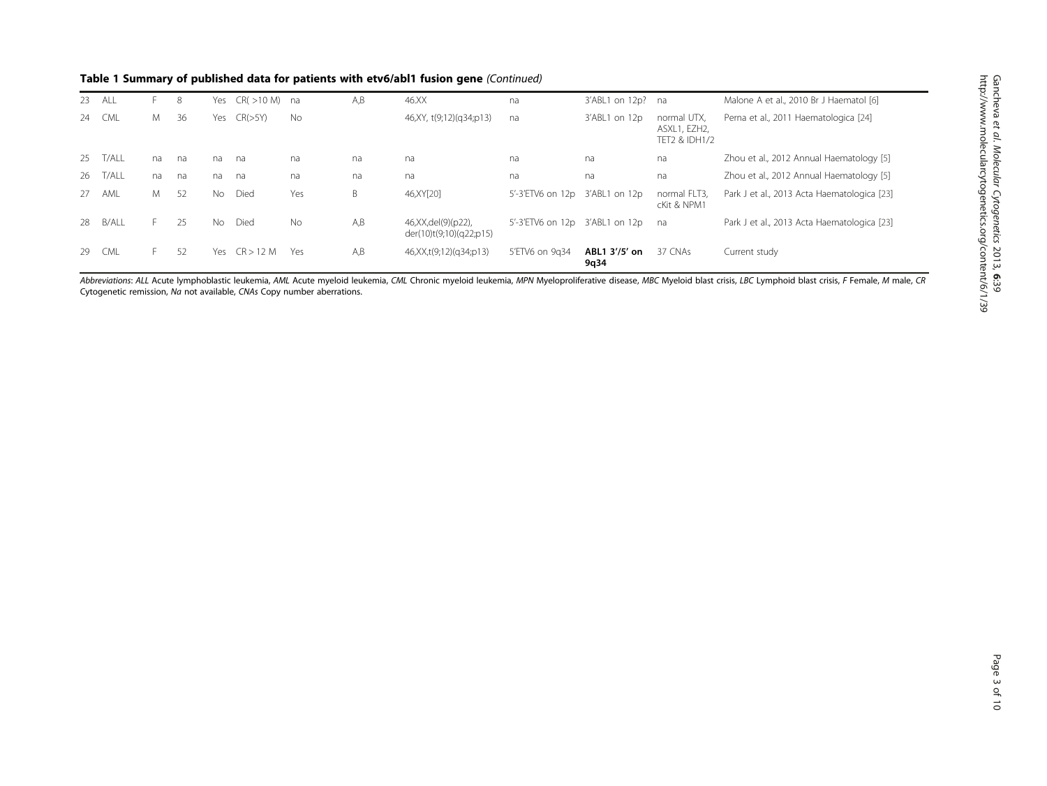**Table 1 Summary of published data for patients with etv6/abl1 fusion gene** *(Continued)*

| | | | | | | | | | | | | |
|---|---|---|---|---|---|---|---|---|---|---|---|---|
| 23 | ALL | F | 8 | Yes | CR( >10 M) | na | A,B | 46.XX | na | 3'ABL1 on 12p? | na | Malone A et al., 2010 Br J Haematol [6] |
| 24 | CML | M | 36 | Yes | CR(>5Y) | No | | 46,XY, t(9;12)(q34;p13) | na | 3'ABL1 on 12p | normal UTX, ASXL1, EZH2, TET2 & IDH1/2 | Perna et al., 2011 Haematologica [24] |
| 25 | T/ALL | na | na | na | na | na | na | na | na | na | na | Zhou et al., 2012 Annual Haematology [5] |
| 26 | T/ALL | na | na | na | na | na | na | na | na | na | na | Zhou et al., 2012 Annual Haematology [5] |
| 27 | AML | M | 52 | No | Died | Yes | B | 46,XY[20] | 5'-3'ETV6 on 12p | 3'ABL1 on 12p | normal FLT3, cKit & NPM1 | Park J et al., 2013 Acta Haematologica [23] |
| 28 | B/ALL | F | 25 | No | Died | No | A,B | 46,XX,del(9)(p22), der(10)t(9;10)(q22;p15) | 5'-3'ETV6 on 12p | 3'ABL1 on 12p | na | Park J et al., 2013 Acta Haematologica [23] |
| 29 | CML | F | 52 | Yes | CR > 12 M | Yes | A,B | 46,XX,t(9;12)(q34;p13) | 5'ETV6 on 9q34 | **ABL1 3'/5' on 9q34** | 37 CNAs | Current study |

*Abbreviations*: *ALL* Acute lymphoblastic leukemia, *AML* Acute myeloid leukemia, *CML* Chronic myeloid leukemia, *MPN* Myeloproliferative disease, *MBC* Myeloid blast crisis, *LBC* Lymphoid blast crisis, *F* Female, *M* male, *CR* Cytogenetic remission, *Na* not available, *CNAs* Copy number aberrations.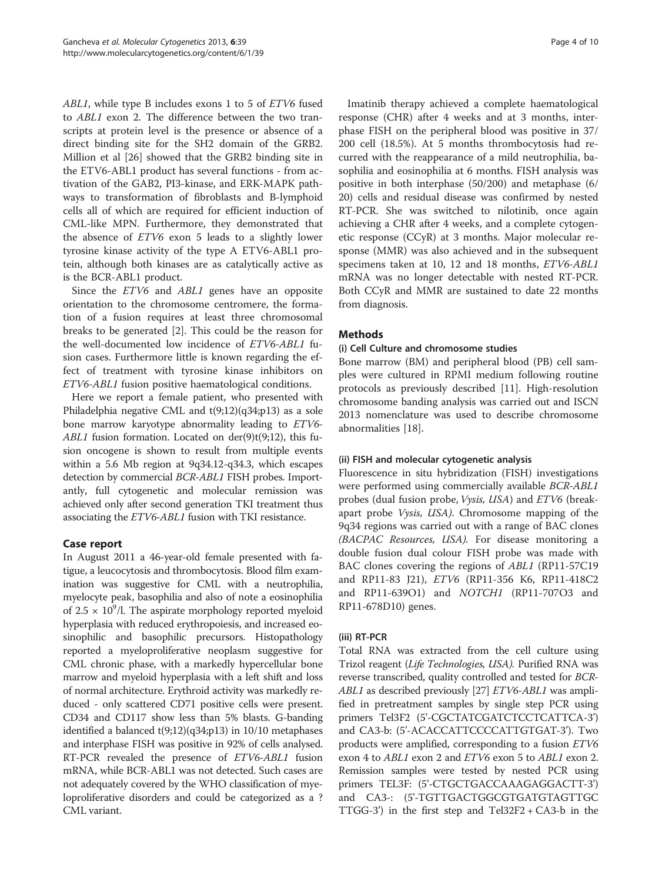*ABL1*, while type B includes exons 1 to 5 of *ETV6* fused to *ABL1* exon 2. The difference between the two transcripts at protein level is the presence or absence of a direct binding site for the SH2 domain of the GRB2. Million et al [26] showed that the GRB2 binding site in the ETV6-ABL1 product has several functions - from activation of the GAB2, PI3-kinase, and ERK-MAPK pathways to transformation of fibroblasts and B-lymphoid cells all of which are required for efficient induction of CML-like MPN. Furthermore, they demonstrated that the absence of *ETV6* exon 5 leads to a slightly lower tyrosine kinase activity of the type A ETV6-ABL1 protein, although both kinases are as catalytically active as is the BCR-ABL1 product.

Since the *ETV6* and *ABL1* genes have an opposite orientation to the chromosome centromere, the formation of a fusion requires at least three chromosomal breaks to be generated [2]. This could be the reason for the well-documented low incidence of *ETV6-ABL1* fusion cases. Furthermore little is known regarding the effect of treatment with tyrosine kinase inhibitors on *ETV6-ABL1* fusion positive haematological conditions.

Here we report a female patient, who presented with Philadelphia negative CML and t(9;12)(q34;p13) as a sole bone marrow karyotype abnormality leading to *ETV6-ABL1* fusion formation. Located on der(9)t(9;12), this fusion oncogene is shown to result from multiple events within a 5.6 Mb region at 9q34.12-q34.3, which escapes detection by commercial *BCR-ABL1* FISH probes. Importantly, full cytogenetic and molecular remission was achieved only after second generation TKI treatment thus associating the *ETV6-ABL1* fusion with TKI resistance.

## Case report

In August 2011 a 46-year-old female presented with fatigue, a leucocytosis and thrombocytosis. Blood film examination was suggestive for CML with a neutrophilia, myelocyte peak, basophilia and also of note a eosinophilia of $2.5 \times 10^9$/l. The aspirate morphology reported myeloid hyperplasia with reduced erythropoiesis, and increased eosinophilic and basophilic precursors. Histopathology reported a myeloproliferative neoplasm suggestive for CML chronic phase, with a markedly hypercellular bone marrow and myeloid hyperplasia with a left shift and loss of normal architecture. Erythroid activity was markedly reduced - only scattered CD71 positive cells were present. CD34 and CD117 show less than 5% blasts. G-banding identified a balanced t(9;12)(q34;p13) in 10/10 metaphases and interphase FISH was positive in 92% of cells analysed. RT-PCR revealed the presence of *ETV6-ABL1* fusion mRNA, while BCR-ABL1 was not detected. Such cases are not adequately covered by the WHO classification of myeloproliferative disorders and could be categorized as a ? CML variant.

Imatinib therapy achieved a complete haematological response (CHR) after 4 weeks and at 3 months, interphase FISH on the peripheral blood was positive in 37/200 cell (18.5%). At 5 months thrombocytosis had recurred with the reappearance of a mild neutrophilia, basophilia and eosinophilia at 6 months. FISH analysis was positive in both interphase (50/200) and metaphase (6/20) cells and residual disease was confirmed by nested RT-PCR. She was switched to nilotinib, once again achieving a CHR after 4 weeks, and a complete cytogenetic response (CCyR) at 3 months. Major molecular response (MMR) was also achieved and in the subsequent specimens taken at 10, 12 and 18 months, *ETV6-ABL1* mRNA was no longer detectable with nested RT-PCR. Both CCyR and MMR are sustained to date 22 months from diagnosis.

## Methods

### (i) Cell Culture and chromosome studies

Bone marrow (BM) and peripheral blood (PB) cell samples were cultured in RPMI medium following routine protocols as previously described [11]. High-resolution chromosome banding analysis was carried out and ISCN 2013 nomenclature was used to describe chromosome abnormalities [18].

### (ii) FISH and molecular cytogenetic analysis

Fluorescence in situ hybridization (FISH) investigations were performed using commercially available *BCR-ABL1* probes (dual fusion probe, *Vysis, USA*) and *ETV6* (breakapart probe *Vysis, USA*). Chromosome mapping of the 9q34 regions was carried out with a range of BAC clones *(BACPAC Resources, USA)*. For disease monitoring a double fusion dual colour FISH probe was made with BAC clones covering the regions of *ABL1* (RP11-57C19 and RP11-83 J21), *ETV6* (RP11-356 K6, RP11-418C2 and RP11-639O1) and *NOTCH1* (RP11-707O3 and RP11-678D10) genes.

### (iii) RT-PCR

Total RNA was extracted from the cell culture using Trizol reagent (*Life Technologies, USA*). Purified RNA was reverse transcribed, quality controlled and tested for *BCR-ABL1* as described previously [27] *ETV6-ABL1* was amplified in pretreatment samples by single step PCR using primers Tel3F2 (5'-CGCTATCGATCTCCTCATTCA-3') and CA3-b: (5'-ACACCATTCCCCATTGTGAT-3'). Two products were amplified, corresponding to a fusion *ETV6* exon 4 to *ABL1* exon 2 and *ETV6* exon 5 to *ABL1* exon 2. Remission samples were tested by nested PCR using primers TEL3F: (5'-CTGCTGACCAAAGAGGACTT-3') and CA3-: (5'-TGTTGACTGGCGTGATGTAGTTGC TTGG-3') in the first step and Tel32F2 + CA3-b in the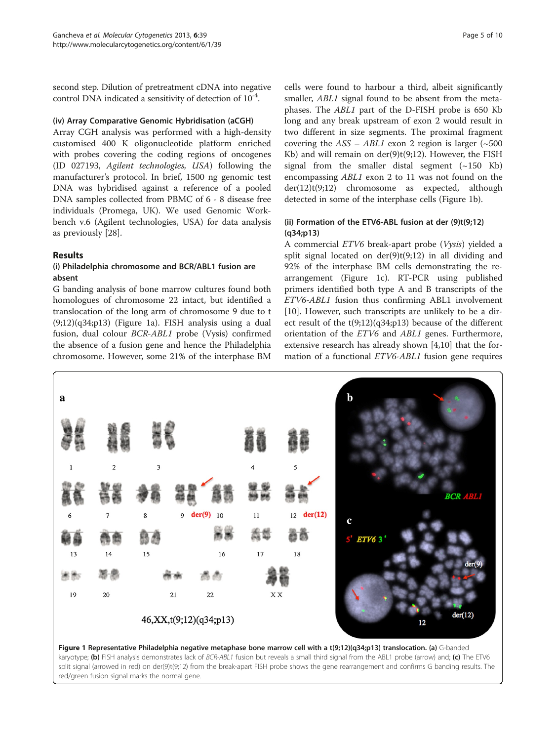second step. Dilution of pretreatment cDNA into negative control DNA indicated a sensitivity of detection of $10^{-4}$.

#### (iv) Array Comparative Genomic Hybridisation (aCGH)

Array CGH analysis was performed with a high-density customised 400 K oligonucleotide platform enriched with probes covering the coding regions of oncogenes (ID 027193, *Agilent technologies, USA*) following the manufacturer's protocol. In brief, 1500 ng genomic test DNA was hybridised against a reference of a pooled DNA samples collected from PBMC of 6 - 8 disease free individuals (Promega, UK). We used Genomic Workbench v.6 (Agilent technologies, USA) for data analysis as previously [28].

## Results

#### (i) Philadelphia chromosome and BCR/ABL1 fusion are absent

G banding analysis of bone marrow cultures found both homologues of chromosome 22 intact, but identified a translocation of the long arm of chromosome 9 due to t(9;12)(q34;p13) (Figure 1a). FISH analysis using a dual fusion, dual colour *BCR-ABL1* probe (Vysis) confirmed the absence of a fusion gene and hence the Philadelphia chromosome. However, some 21% of the interphase BM cells were found to harbour a third, albeit significantly smaller, *ABL1* signal found to be absent from the metaphases. The *ABL1* part of the D-FISH probe is 650 Kb long and any break upstream of exon 2 would result in two different in size segments. The proximal fragment covering the *ASS* – *ABL1* exon 2 region is larger (~500 Kb) and will remain on der(9)t(9;12). However, the FISH signal from the smaller distal segment (~150 Kb) encompassing *ABL1* exon 2 to 11 was not found on the der(12)t(9;12) chromosome as expected, although detected in some of the interphase cells (Figure 1b).

#### (ii) Formation of the ETV6-ABL fusion at der (9)t(9;12)(q34;p13)

A commercial *ETV6* break-apart probe (*Vysis*) yielded a split signal located on der(9)t(9;12) in all dividing and 92% of the interphase BM cells demonstrating the rearrangement (Figure 1c). RT-PCR using published primers identified both type A and B transcripts of the *ETV6-ABL1* fusion thus confirming ABL1 involvement [10]. However, such transcripts are unlikely to be a direct result of the t(9;12)(q34;p13) because of the different orientation of the *ETV6* and *ABL1* genes. Furthermore, extensive research has already shown [4,10] that the formation of a functional *ETV6-ABL1* fusion gene requires

a
1 2 3 4 5
6 7 8 9 der(9) 10 11 12 der(12)
13 14 15 16 17 18
19 20 21 22 X X
46,XX,t(9;12)(q34;p13)

b
BCR ABL1

c
5' ETV6 3'
der(9)
12
der(12)

**Figure 1 Representative Philadelphia negative metaphase bone marrow cell with a t(9;12)(q34;p13) translocation. (a)** G-banded karyotype; **(b)** FISH analysis demonstrates lack of *BCR-ABL1* fusion but reveals a small third signal from the ABL1 probe (arrow) and; **(c)** The ETV6 split signal (arrowed in red) on der(9)t(9;12) from the break-apart FISH probe shows the gene rearrangement and confirms G banding results. The red/green fusion signal marks the normal gene.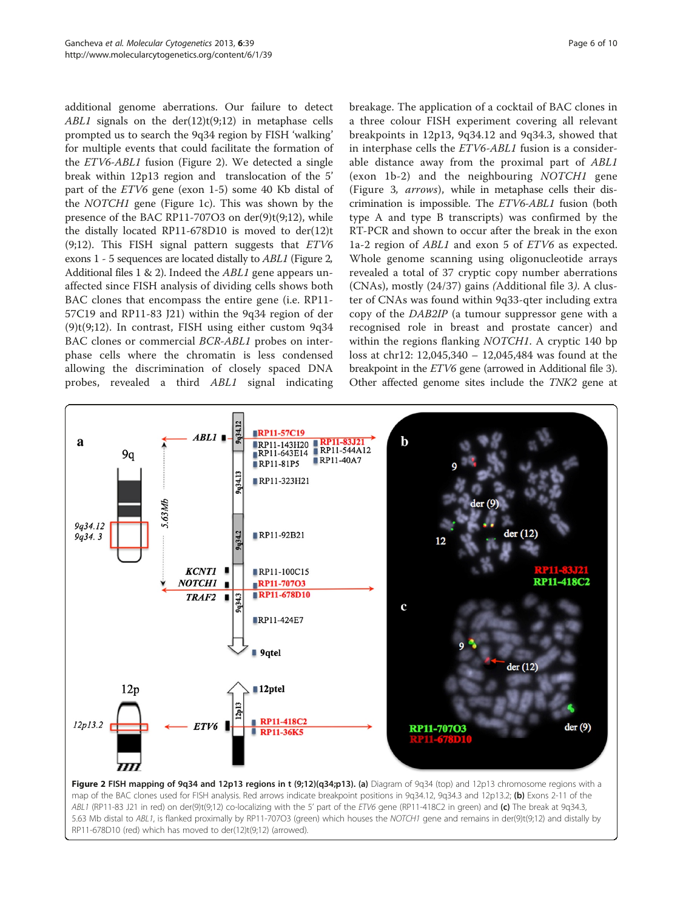additional genome aberrations. Our failure to detect *ABL1* signals on the der(12)t(9;12) in metaphase cells prompted us to search the 9q34 region by FISH 'walking' for multiple events that could facilitate the formation of the *ETV6-ABL1* fusion (Figure 2). We detected a single break within 12p13 region and translocation of the 5' part of the *ETV6* gene (exon 1-5) some 40 Kb distal of the *NOTCH1* gene (Figure 1c). This was shown by the presence of the BAC RP11-707O3 on der(9)t(9;12), while the distally located RP11-678D10 is moved to der(12)t(9;12). This FISH signal pattern suggests that *ETV6* exons 1 - 5 sequences are located distally to *ABL1* (Figure 2, Additional files 1 & 2). Indeed the *ABL1* gene appears unaffected since FISH analysis of dividing cells shows both BAC clones that encompass the entire gene (i.e. RP11-57C19 and RP11-83 J21) within the 9q34 region of der(9)t(9;12). In contrast, FISH using either custom 9q34 BAC clones or commercial *BCR-ABL1* probes on interphase cells where the chromatin is less condensed allowing the discrimination of closely spaced DNA probes, revealed a third *ABL1* signal indicating breakage. The application of a cocktail of BAC clones in a three colour FISH experiment covering all relevant breakpoints in 12p13, 9q34.12 and 9q34.3, showed that in interphase cells the *ETV6-ABL1* fusion is a considerable distance away from the proximal part of *ABL1* (exon 1b-2) and the neighbouring *NOTCH1* gene (Figure 3, *arrows*), while in metaphase cells their discrimination is impossible. The *ETV6-ABL1* fusion (both type A and type B transcripts) was confirmed by the RT-PCR and shown to occur after the break in the exon 1a-2 region of *ABL1* and exon 5 of *ETV6* as expected. Whole genome scanning using oligonucleotide arrays revealed a total of 37 cryptic copy number aberrations (CNAs), mostly (24/37) gains *(*Additional file 3*)*. A cluster of CNAs was found within 9q33-qter including extra copy of the *DAB2IP* (a tumour suppressor gene with a recognised role in breast and prostate cancer) and within the regions flanking *NOTCH1*. A cryptic 140 bp loss at chr12: 12,045,340 – 12,045,484 was found at the breakpoint in the *ETV6* gene (arrowed in Additional file 3). Other affected genome sites include the *TNK2* gene at

a
9q
9q34.12
9q34. 3
5.63Mb
ABL1
KCNT1
NOTCH1
TRAF2
9q34.12
9q34.13
9q34.2
9q34.3
RP11-57C19
RP11-143H20
RP11-643E14
RP11-81P5
RP11-83J21
RP11-544A12
RP11-40A7
RP11-323H21
RP11-92B21
RP11-100C15
RP11-707O3
RP11-678D10
RP11-424E7
9qtel
12p
12p13.2
ETV6
12p13
12ptel
RP11-418C2
RP11-36K5
b
9
der (9)
12
der (12)
RP11-83J21
RP11-418C2
c
9
der (12)
der (9)
RP11-707O3
RP11-678D10

**Figure 2 FISH mapping of 9q34 and 12p13 regions in t (9;12)(q34;p13). (a)** Diagram of 9q34 (top) and 12p13 chromosome regions with a map of the BAC clones used for FISH analysis. Red arrows indicate breakpoint positions in 9q34.12, 9q34.3 and 12p13.2; **(b)** Exons 2-11 of the *ABL1* (RP11-83 J21 in red) on der(9)t(9;12) co-localizing with the 5' part of the *ETV6* gene (RP11-418C2 in green) and **(c)** The break at 9q34.3, 5.63 Mb distal to *ABL1*, is flanked proximally by RP11-707O3 (green) which houses the *NOTCH1* gene and remains in der(9)t(9;12) and distally by RP11-678D10 (red) which has moved to der(12)t(9;12) (arrowed).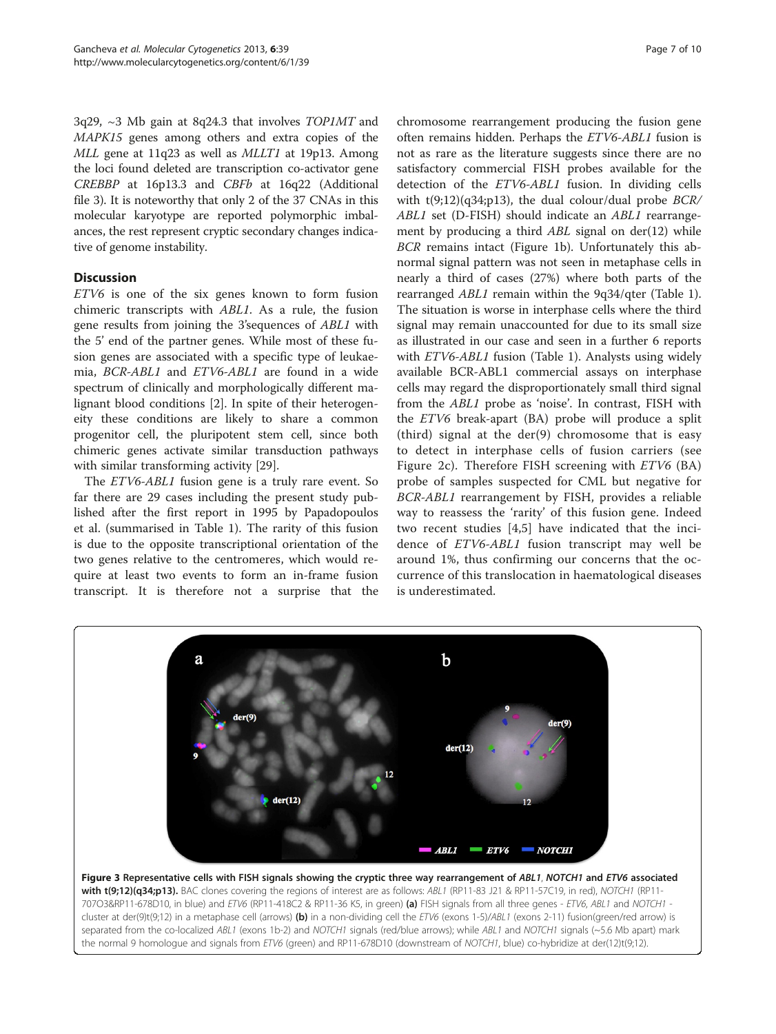3q29, ~3 Mb gain at 8q24.3 that involves *TOP1MT* and *MAPK15* genes among others and extra copies of the *MLL* gene at 11q23 as well as *MLLT1* at 19p13. Among the loci found deleted are transcription co-activator gene *CREBBP* at 16p13.3 and *CBFb* at 16q22 (Additional file 3). It is noteworthy that only 2 of the 37 CNAs in this molecular karyotype are reported polymorphic imbalances, the rest represent cryptic secondary changes indicative of genome instability.

## Discussion

*ETV6* is one of the six genes known to form fusion chimeric transcripts with *ABL1*. As a rule, the fusion gene results from joining the 3'sequences of *ABL1* with the 5' end of the partner genes. While most of these fusion genes are associated with a specific type of leukaemia, *BCR-ABL1* and *ETV6-ABL1* are found in a wide spectrum of clinically and morphologically different malignant blood conditions [2]. In spite of their heterogeneity these conditions are likely to share a common progenitor cell, the pluripotent stem cell, since both chimeric genes activate similar transduction pathways with similar transforming activity [29].

The *ETV6-ABL1* fusion gene is a truly rare event. So far there are 29 cases including the present study published after the first report in 1995 by Papadopoulos et al. (summarised in Table 1). The rarity of this fusion is due to the opposite transcriptional orientation of the two genes relative to the centromeres, which would require at least two events to form an in-frame fusion transcript. It is therefore not a surprise that the chromosome rearrangement producing the fusion gene often remains hidden. Perhaps the *ETV6-ABL1* fusion is not as rare as the literature suggests since there are no satisfactory commercial FISH probes available for the detection of the *ETV6-ABL1* fusion. In dividing cells with t(9;12)(q34;p13), the dual colour/dual probe *BCR/ABL1* set (D-FISH) should indicate an *ABL1* rearrangement by producing a third *ABL* signal on der(12) while *BCR* remains intact (Figure 1b). Unfortunately this abnormal signal pattern was not seen in metaphase cells in nearly a third of cases (27%) where both parts of the rearranged *ABL1* remain within the 9q34/qter (Table 1). The situation is worse in interphase cells where the third signal may remain unaccounted for due to its small size as illustrated in our case and seen in a further 6 reports with *ETV6-ABL1* fusion (Table 1). Analysts using widely available BCR-ABL1 commercial assays on interphase cells may regard the disproportionately small third signal from the *ABL1* probe as 'noise'. In contrast, FISH with the *ETV6* break-apart (BA) probe will produce a split (third) signal at the der(9) chromosome that is easy to detect in interphase cells of fusion carriers (see Figure 2c). Therefore FISH screening with *ETV6* (BA) probe of samples suspected for CML but negative for *BCR-ABL1* rearrangement by FISH, provides a reliable way to reassess the 'rarity' of this fusion gene. Indeed two recent studies [4,5] have indicated that the incidence of *ETV6-ABL1* fusion transcript may well be around 1%, thus confirming our concerns that the occurrence of this translocation in haematological diseases is underestimated.

a

b

der(9)

9

12

der(12)

ABL1   ETV6   NOTCH1

**Figure 3 Representative cells with FISH signals showing the cryptic three way rearrangement of *ABL1*, *NOTCH1* and *ETV6* associated with t(9;12)(q34;p13).** BAC clones covering the regions of interest are as follows: *ABL1* (RP11-83 J21 & RP11-57C19, in red), *NOTCH1* (RP11-707O3&RP11-678D10, in blue) and *ETV6* (RP11-418C2 & RP11-36 K5, in green) **(a)** FISH signals from all three genes - *ETV6*, *ABL1* and *NOTCH1* - cluster at der(9)t(9;12) in a metaphase cell (arrows) **(b)** in a non-dividing cell the *ETV6* (exons 1-5)/*ABL1* (exons 2-11) fusion(green/red arrow) is separated from the co-localized *ABL1* (exons 1b-2) and *NOTCH1* signals (red/blue arrows); while *ABL1* and *NOTCH1* signals (~5.6 Mb apart) mark the normal 9 homologue and signals from *ETV6* (green) and RP11-678D10 (downstream of *NOTCH1*, blue) co-hybridize at der(12)t(9;12).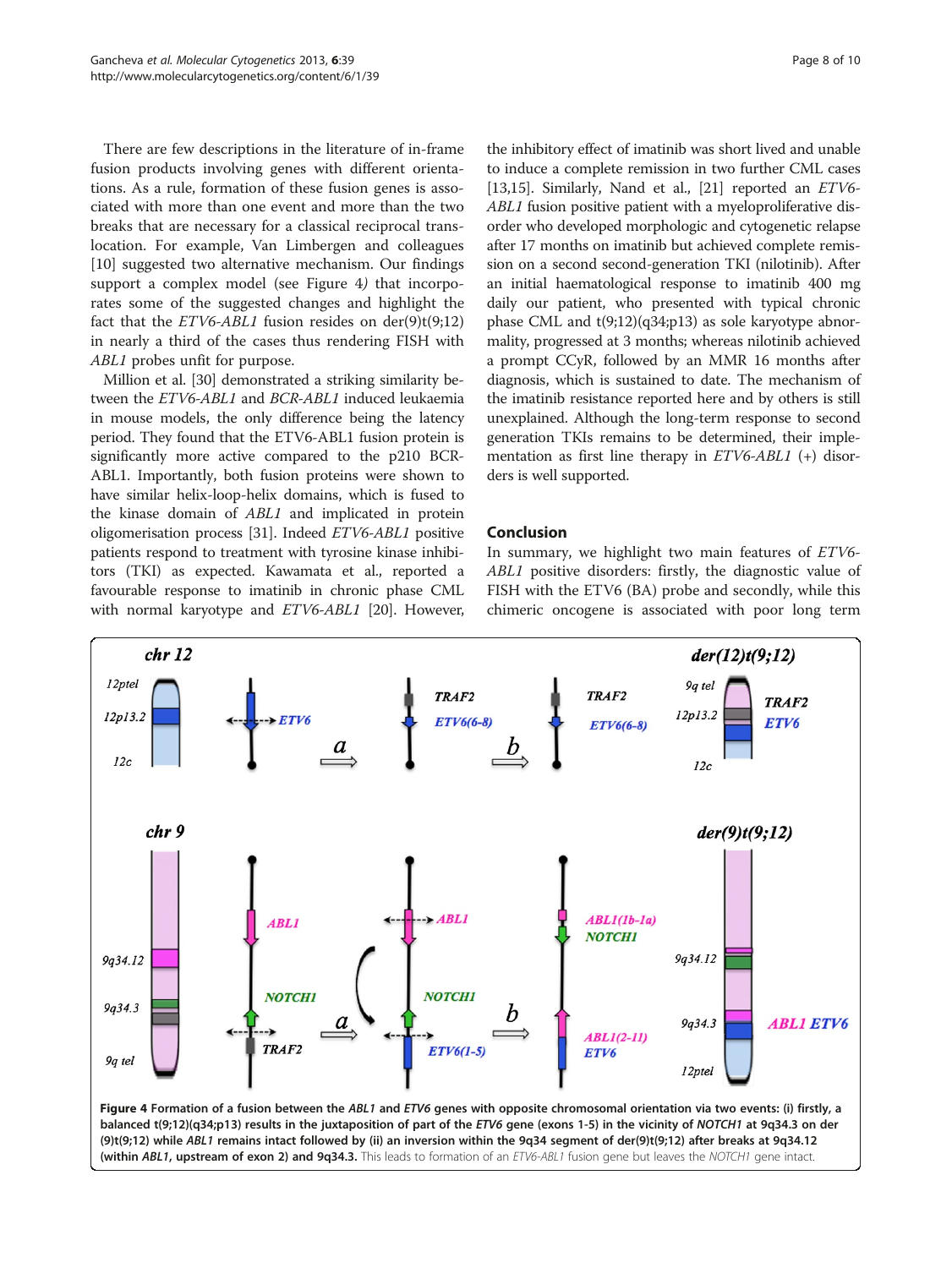There are few descriptions in the literature of in-frame fusion products involving genes with different orientations. As a rule, formation of these fusion genes is associated with more than one event and more than the two breaks that are necessary for a classical reciprocal translocation. For example, Van Limbergen and colleagues [10] suggested two alternative mechanism. Our findings support a complex model (see Figure 4) that incorporates some of the suggested changes and highlight the fact that the *ETV6-ABL1* fusion resides on der(9)t(9;12) in nearly a third of the cases thus rendering FISH with *ABL1* probes unfit for purpose.

Million et al. [30] demonstrated a striking similarity between the *ETV6-ABL1* and *BCR-ABL1* induced leukaemia in mouse models, the only difference being the latency period. They found that the ETV6-ABL1 fusion protein is significantly more active compared to the p210 BCR-ABL1. Importantly, both fusion proteins were shown to have similar helix-loop-helix domains, which is fused to the kinase domain of *ABL1* and implicated in protein oligomerisation process [31]. Indeed *ETV6-ABL1* positive patients respond to treatment with tyrosine kinase inhibitors (TKI) as expected. Kawamata et al., reported a favourable response to imatinib in chronic phase CML with normal karyotype and *ETV6-ABL1* [20]. However, the inhibitory effect of imatinib was short lived and unable to induce a complete remission in two further CML cases [13,15]. Similarly, Nand et al., [21] reported an *ETV6-ABL1* fusion positive patient with a myeloproliferative disorder who developed morphologic and cytogenetic relapse after 17 months on imatinib but achieved complete remission on a second second-generation TKI (nilotinib). After an initial haematological response to imatinib 400 mg daily our patient, who presented with typical chronic phase CML and t(9;12)(q34;p13) as sole karyotype abnormality, progressed at 3 months; whereas nilotinib achieved a prompt CCyR, followed by an MMR 16 months after diagnosis, which is sustained to date. The mechanism of the imatinib resistance reported here and by others is still unexplained. Although the long-term response to second generation TKIs remains to be determined, their implementation as first line therapy in *ETV6-ABL1* (+) disorders is well supported.

## Conclusion

In summary, we highlight two main features of *ETV6-ABL1* positive disorders: firstly, the diagnostic value of FISH with the ETV6 (BA) probe and secondly, while this chimeric oncogene is associated with poor long term

chr 12
12ptel
12p13.2
12c
ETV6
a
TRAF2
ETV6(6-8)
b
TRAF2
ETV6(6-8)
der(12)t(9;12)
9q tel
12p13.2
12c
TRAF2
ETV6

chr 9
9q34.12
9q34.3
9q tel
ABL1
NOTCH1
TRAF2
a
ABL1
NOTCH1
ETV6(1-5)
b
ABL1(1b-1a)
NOTCH1
ABL1(2-11)
ETV6
der(9)t(9;12)
9q34.12
9q34.3
12ptel
ABL1 ETV6

**Figure 4 Formation of a fusion between the *ABL1* and *ETV6* genes with opposite chromosomal orientation via two events: (i) firstly, a balanced t(9;12)(q34;p13) results in the juxtaposition of part of the *ETV6* gene (exons 1-5) in the vicinity of *NOTCH1* at 9q34.3 on der(9)t(9;12) while *ABL1* remains intact followed by (ii) an inversion within the 9q34 segment of der(9)t(9;12) after breaks at 9q34.12 (within *ABL1*, upstream of exon 2) and 9q34.3.** This leads to formation of an *ETV6-ABL1* fusion gene but leaves the *NOTCH1* gene intact.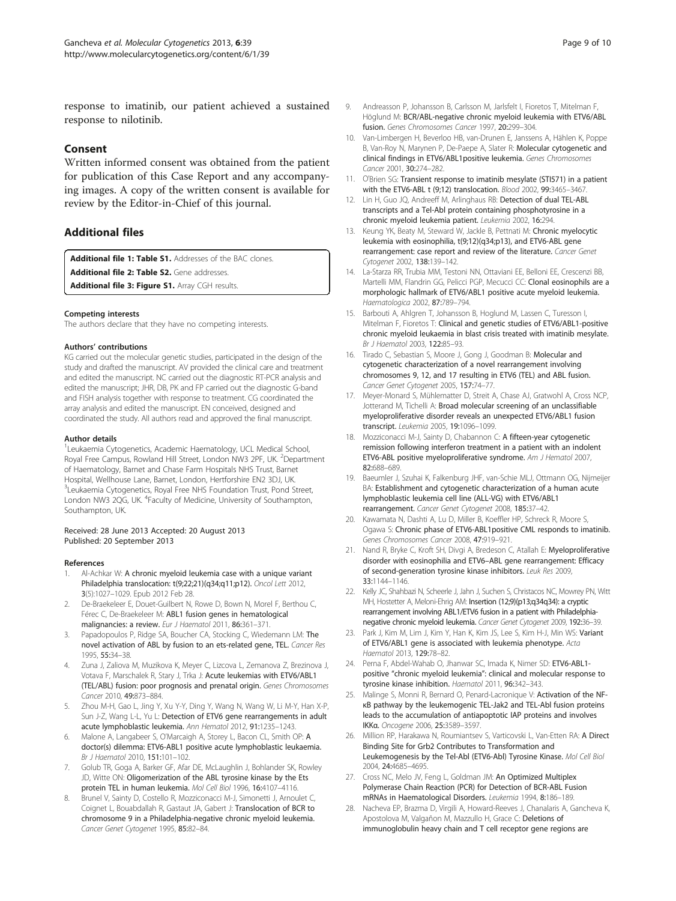response to imatinib, our patient achieved a sustained response to nilotinib.

## Consent

Written informed consent was obtained from the patient for publication of this Case Report and any accompanying images. A copy of the written consent is available for review by the Editor-in-Chief of this journal.

## Additional files

**Additional file 1: Table S1.** Addresses of the BAC clones.

**Additional file 2: Table S2.** Gene addresses.

**Additional file 3: Figure S1.** Array CGH results.

#### Competing interests

The authors declare that they have no competing interests.

#### Authors' contributions

KG carried out the molecular genetic studies, participated in the design of the study and drafted the manuscript. AV provided the clinical care and treatment and edited the manuscript. NC carried out the diagnostic RT-PCR analysis and edited the manuscript; JHR, DB, PK and FP carried out the diagnostic G-band and FISH analysis together with response to treatment. CG coordinated the array analysis and edited the manuscript. EN conceived, designed and coordinated the study. All authors read and approved the final manuscript.

#### Author details

[1]Leukaemia Cytogenetics, Academic Haematology, UCL Medical School, Royal Free Campus, Rowland Hill Street, London NW3 2PF, UK. [2]Department of Haematology, Barnet and Chase Farm Hospitals NHS Trust, Barnet Hospital, Wellhouse Lane, Barnet, London, Hertforshire EN2 3DJ, UK. [3]Leukaemia Cytogenetics, Royal Free NHS Foundation Trust, Pond Street, London NW3 2QG, UK. [4]Faculty of Medicine, University of Southampton, Southampton, UK.

Received: 28 June 2013 Accepted: 20 August 2013
Published: 20 September 2013

#### References

1. Al-Achkar W: **A chronic myeloid leukemia case with a unique variant Philadelphia translocation: t(9;22;21)(q34;q11;p12).** *Oncol Lett* 2012, **3**(5):1027–1029. Epub 2012 Feb 28.
2. De-Braekeleer E, Douet-Guilbert N, Rowe D, Bown N, Morel F, Berthou C, Férec C, De-Braekeleer M: **ABL1 fusion genes in hematological malignancies: a review.** *Eur J Haematol* 2011, **86**:361–371.
3. Papadopoulos P, Ridge SA, Boucher CA, Stocking C, Wiedemann LM: **The novel activation of ABL by fusion to an ets-related gene, TEL.** *Cancer Res* 1995, **55**:34–38.
4. Zuna J, Zaliova M, Muzikova K, Meyer C, Lizcova L, Zemanova Z, Brezinova J, Votava F, Marschalek R, Stary J, Trka J: **Acute leukemias with ETV6/ABL1 (TEL/ABL) fusion: poor prognosis and prenatal origin.** *Genes Chromosomes Cancer* 2010, **49**:873–884.
5. Zhou M-H, Gao L, Jing Y, Xu Y-Y, Ding Y, Wang N, Wang W, Li M-Y, Han X-P, Sun J-Z, Wang L-L, Yu L: **Detection of ETV6 gene rearrangements in adult acute lymphoblastic leukemia.** *Ann Hematol* 2012, **91**:1235–1243.
6. Malone A, Langabeer S, O'Marcaigh A, Storey L, Bacon CL, Smith OP: **A doctor(s) dilemma: ETV6-ABL1 positive acute lymphoblastic leukaemia.** *Br J Haematol* 2010, **151**:101–102.
7. Golub TR, Goga A, Barker GF, Afar DE, McLaughlin J, Bohlander SK, Rowley JD, Witte ON: **Oligomerization of the ABL tyrosine kinase by the Ets protein TEL in human leukemia.** *Mol Cell Biol* 1996, **16**:4107–4116.
8. Brunel V, Sainty D, Costello R, Mozziconacci M-J, Simonetti J, Arnoulet C, Coignet L, Bouabdallah R, Gastaut JA, Gabert J: **Translocation of BCR to chromosome 9 in a Philadelphia-negative chronic myeloid leukemia.** *Cancer Genet Cytogenet* 1995, **85**:82–84.
9. Andreasson P, Johansson B, Carlsson M, Jarlsfelt I, Fioretos T, Mitelman F, Höglund M: **BCR/ABL-negative chronic myeloid leukemia with ETV6/ABL fusion.** *Genes Chromosomes Cancer* 1997, **20**:299–304.
10. Van-Limbergen H, Beverloo HB, van-Drunen E, Janssens A, Hählen K, Poppe B, Van-Roy N, Marynen P, De-Paepe A, Slater R: **Molecular cytogenetic and clinical findings in ETV6/ABL1positive leukemia.** *Genes Chromosomes Cancer* 2001, **30**:274–282.
11. O'Brien SG: **Transient response to imatinib mesylate (STI571) in a patient with the ETV6-ABL t (9;12) translocation.** *Blood* 2002, **99**:3465–3467.
12. Lin H, Guo JQ, Andreeff M, Arlinghaus RB: **Detection of dual TEL-ABL transcripts and a Tel-Abl protein containing phosphotyrosine in a chronic myeloid leukemia patient.** *Leukemia* 2002, **16**:294.
13. Keung YK, Beaty M, Steward W, Jackle B, Pettnati M: **Chronic myelocytic leukemia with eosinophilia, t(9;12)(q34;p13), and ETV6-ABL gene rearrangement: case report and review of the literature.** *Cancer Genet Cytogenet* 2002, **138**:139–142.
14. La-Starza RR, Trubia MM, Testoni NN, Ottaviani EE, Belloni EE, Crescenzi BB, Martelli MM, Flandrin GG, Pelicci PGP, Mecucci CC: **Clonal eosinophils are a morphologic hallmark of ETV6/ABL1 positive acute myeloid leukemia.** *Haematologica* 2002, **87**:789–794.
15. Barbouti A, Ahlgren T, Johansson B, Hoglund M, Lassen C, Turesson I, Mitelman F, Fioretos T: **Clinical and genetic studies of ETV6/ABL1-positive chronic myeloid leukaemia in blast crisis treated with imatinib mesylate.** *Br J Haematol* 2003, **122**:85–93.
16. Tirado C, Sebastian S, Moore J, Gong J, Goodman B: **Molecular and cytogenetic characterization of a novel rearrangement involving chromosomes 9, 12, and 17 resulting in ETV6 (TEL) and ABL fusion.** *Cancer Genet Cytogenet* 2005, **157**:74–77.
17. Meyer-Monard S, Mühlematter D, Streit A, Chase AJ, Gratwohl A, Cross NCP, Jotterand M, Tichelli A: **Broad molecular screening of an unclassifiable myeloproliferative disorder reveals an unexpected ETV6/ABL1 fusion transcript.** *Leukemia* 2005, **19**:1096–1099.
18. Mozziconacci M-J, Sainty D, Chabannon C: **A fifteen-year cytogenetic remission following interferon treatment in a patient with an indolent ETV6-ABL positive myeloproliferative syndrome.** *Am J Hematol* 2007, **82**:688–689.
19. Baeumler J, Szuhai K, Falkenburg JHF, van-Schie MLJ, Ottmann OG, Nijmeijer BA: **Establishment and cytogenetic characterization of a human acute lymphoblastic leukemia cell line (ALL-VG) with ETV6/ABL1 rearrangement.** *Cancer Genet Cytogenet* 2008, **185**:37–42.
20. Kawamata N, Dashti A, Lu D, Miller B, Koeffler HP, Schreck R, Moore S, Ogawa S: **Chronic phase of ETV6-ABL1positive CML responds to imatinib.** *Genes Chromosomes Cancer* 2008, **47**:919–921.
21. Nand R, Bryke C, Kroft SH, Divgi A, Bredeson C, Atallah E: **Myeloproliferative disorder with eosinophilia and ETV6–ABL gene rearrangement: Efficacy of second-generation tyrosine kinase inhibitors.** *Leuk Res* 2009, **33**:1144–1146.
22. Kelly JC, Shahbazi N, Scheerle J, Jahn J, Suchen S, Christacos NC, Mowrey PN, Witt MH, Hostetter A, Meloni-Ehrig AM: **Insertion (12;9)(p13;q34q34): a cryptic rearrangement involving ABL1/ETV6 fusion in a patient with Philadelphia-negative chronic myeloid leukemia.** *Cancer Genet Cytogenet* 2009, **192**:36–39.
23. Park J, Kim M, Lim J, Kim Y, Han K, Kim JS, Lee S, Kim H-J, Min WS: **Variant of ETV6/ABL1 gene is associated with leukemia phenotype.** *Acta Haematol* 2013, **129**:78–82.
24. Perna F, Abdel-Wahab O, Jhanwar SC, Imada K, Nimer SD: **ETV6-ABL1-positive "chronic myeloid leukemia": clinical and molecular response to tyrosine kinase inhibition.** *Haematol* 2011, **96**:342–343.
25. Malinge S, Monni R, Bernard O, Penard-Lacronique V: **Activation of the NF-κB pathway by the leukemogenic TEL-Jak2 and TEL-Abl fusion proteins leads to the accumulation of antiapoptotic IAP proteins and involves IKKα.** *Oncogene* 2006, **25**:3589–3597.
26. Million RP, Harakawa N, Roumiantsev S, Varticovski L, Van-Etten RA: **A Direct Binding Site for Grb2 Contributes to Transformation and Leukemogenesis by the Tel-Abl (ETV6-Abl) Tyrosine Kinase.** *Mol Cell Biol* 2004, **24**:4685–4695.
27. Cross NC, Melo JV, Feng L, Goldman JM: **An Optimized Multiplex Polymerase Chain Reaction (PCR) for Detection of BCR-ABL Fusion mRNAs in Haematological Disorders.** *Leukemia* 1994, **8**:186–189.
28. Nacheva EP, Brazma D, Virgili A, Howard-Reeves J, Chanalaris A, Gancheva K, Apostolova M, Valgañon M, Mazzullo H, Grace C: **Deletions of immunoglobulin heavy chain and T cell receptor gene regions are**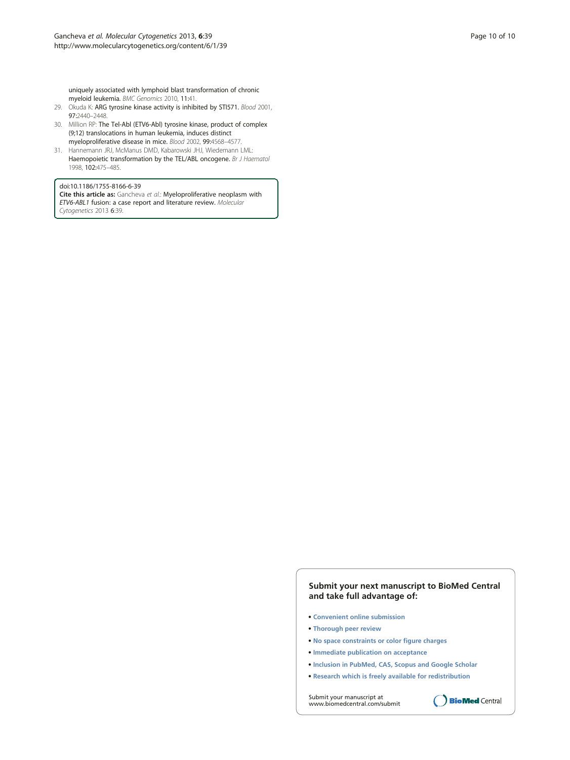uniquely associated with lymphoid blast transformation of chronic myeloid leukemia. *BMC Genomics* 2010, **11**:41.

29. Okuda K: **ARG tyrosine kinase activity is inhibited by STI571.** *Blood* 2001, **97**:2440–2448.
30. Million RP: **The Tel-Abl (ETV6-Abl) tyrosine kinase, product of complex (9;12) translocations in human leukemia, induces distinct myeloproliferative disease in mice.** *Blood* 2002, **99**:4568–4577.
31. Hannemann JRJ, McManus DMD, Kabarowski JHJ, Wiedemann LML: **Haemopoietic transformation by the TEL/ABL oncogene.** *Br J Haematol* 1998, **102**:475–485.

doi:10.1186/1755-8166-6-39

**Cite this article as:** Gancheva *et al.*: Myeloproliferative neoplasm with *ETV6-ABL1* fusion: a case report and literature review. *Molecular Cytogenetics* 2013 **6**:39.

**Submit your next manuscript to BioMed Central and take full advantage of:**

- **Convenient online submission**
- **Thorough peer review**
- **No space constraints or color figure charges**
- **Immediate publication on acceptance**
- **Inclusion in PubMed, CAS, Scopus and Google Scholar**
- **Research which is freely available for redistribution**

Submit your manuscript at
www.biomedcentral.com/submit

BioMed Central